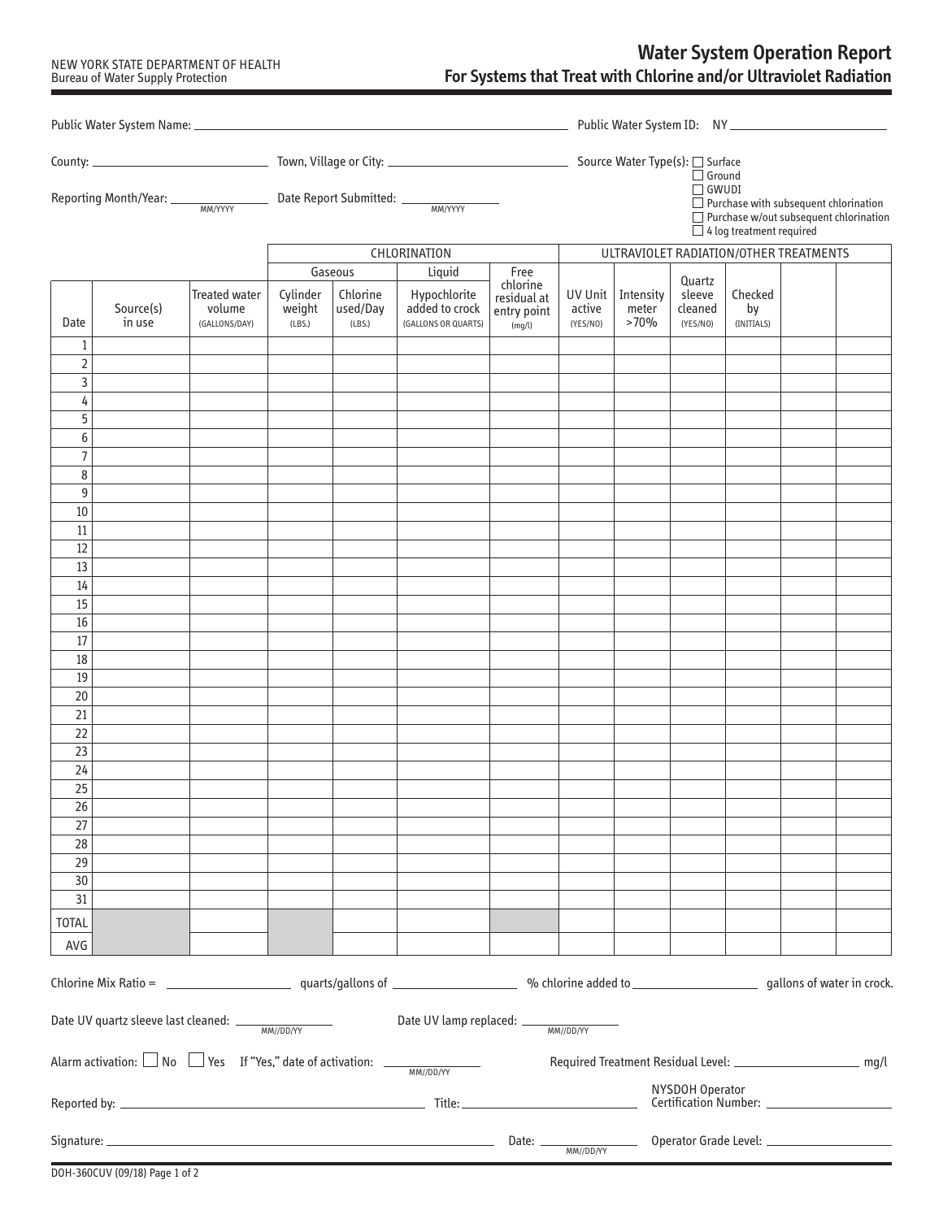NEW YORK STATE DEPARTMENT OF HEALTH
Bureau of Water Supply Protection

# Water System Operation Report
## For Systems that Treat with Chlorine and/or Ultraviolet Radiation

Public Water System Name: ______________________ Public Water System ID: NY ______________

County: ______________ Town, Village or City: ______________________

Source Water Type(s):
- ☐ Surface
- ☐ Ground
- ☐ GWUDI
- ☐ Purchase with subsequent chlorination
- ☐ Purchase w/out subsequent chlorination
- ☐ 4 log treatment required

Reporting Month/Year: ______________ (MM/YYYY) Date Report Submitted: ______________ (MM/YYYY)

| | | | CHLORINATION | | | | ULTRAVIOLET RADIATION/OTHER TREATMENTS | | | | | |
|---|---|---|---|---|---|---|---|---|---|---|---|---|
| | | | Gaseous | | Liquid | | | | | | | |
| Date | Source(s) in use | Treated water volume (GALLONS/DAY) | Cylinder weight (LBS.) | Chlorine used/Day (LBS.) | Hypochlorite added to crock (GALLONS OR QUARTS) | Free chlorine residual at entry point (mg/l) | UV Unit active (YES/NO) | Intensity meter >70% | Quartz sleeve cleaned (YES/NO) | Checked by (INITIALS) | | |
| 1 | | | | | | | | | | | | |
| 2 | | | | | | | | | | | | |
| 3 | | | | | | | | | | | | |
| 4 | | | | | | | | | | | | |
| 5 | | | | | | | | | | | | |
| 6 | | | | | | | | | | | | |
| 7 | | | | | | | | | | | | |
| 8 | | | | | | | | | | | | |
| 9 | | | | | | | | | | | | |
| 10 | | | | | | | | | | | | |
| 11 | | | | | | | | | | | | |
| 12 | | | | | | | | | | | | |
| 13 | | | | | | | | | | | | |
| 14 | | | | | | | | | | | | |
| 15 | | | | | | | | | | | | |
| 16 | | | | | | | | | | | | |
| 17 | | | | | | | | | | | | |
| 18 | | | | | | | | | | | | |
| 19 | | | | | | | | | | | | |
| 20 | | | | | | | | | | | | |
| 21 | | | | | | | | | | | | |
| 22 | | | | | | | | | | | | |
| 23 | | | | | | | | | | | | |
| 24 | | | | | | | | | | | | |
| 25 | | | | | | | | | | | | |
| 26 | | | | | | | | | | | | |
| 27 | | | | | | | | | | | | |
| 28 | | | | | | | | | | | | |
| 29 | | | | | | | | | | | | |
| 30 | | | | | | | | | | | | |
| 31 | | | | | | | | | | | | |
| TOTAL | | | | | | | | | | | | |
| AVG | | | | | | | | | | | | |

Chlorine Mix Ratio = ______________ quarts/gallons of ______________ % chlorine added to ______________ gallons of water in crock.

Date UV quartz sleeve last cleaned: ______________ (MM//DD/YY) Date UV lamp replaced: ______________ (MM//DD/YY)

Alarm activation: ☐ No ☐ Yes If "Yes," date of activation: ______________ (MM//DD/YY) Required Treatment Residual Level: ______________ mg/l

Reported by: ______________________ Title: ______________ NYSDOH Operator Certification Number: ______________

Signature: ______________________ Date: ______________ (MM//DD/YY) Operator Grade Level: ______________

DOH-360CUV (09/18)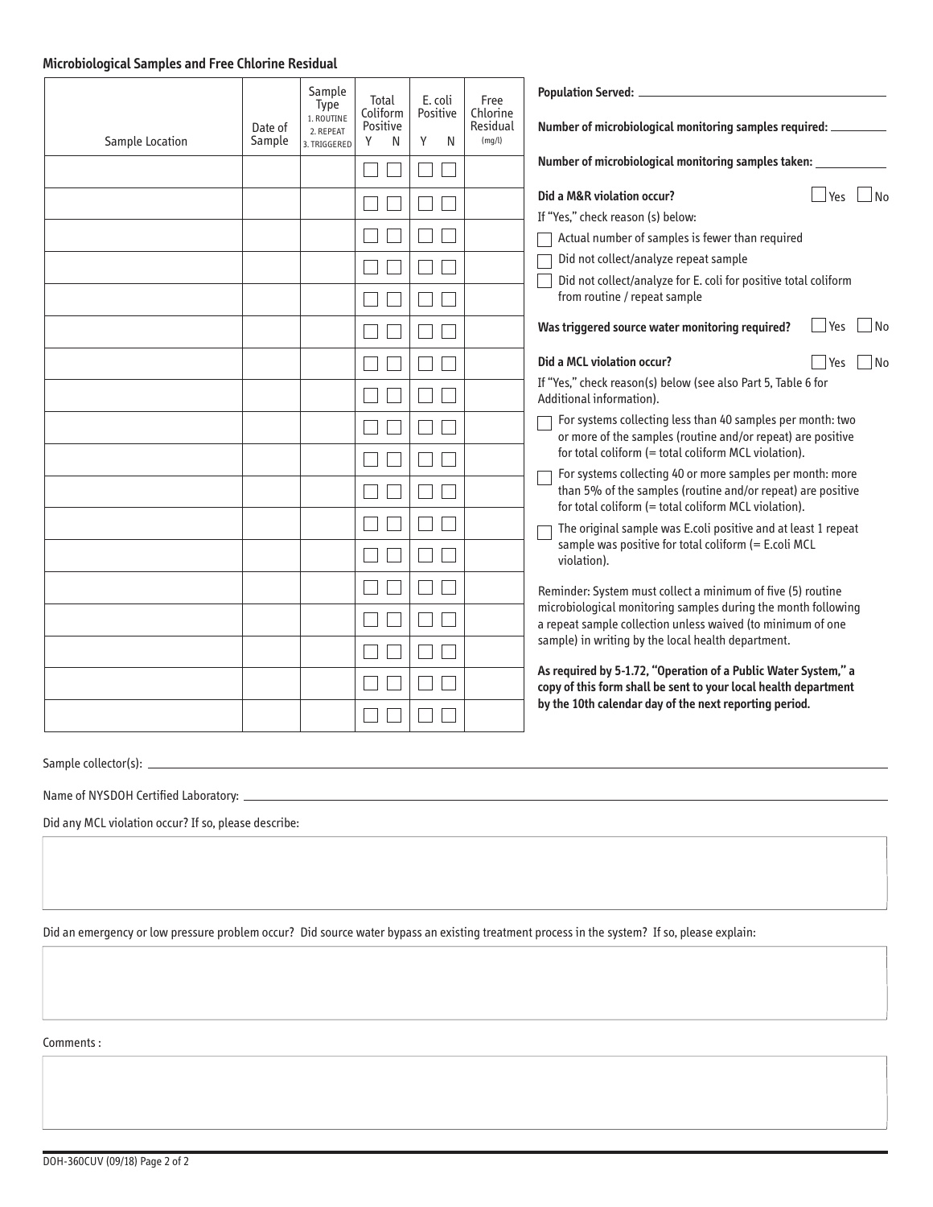## Microbiological Samples and Free Chlorine Residual

| Sample Location | Date of Sample | Sample Type 1. ROUTINE 2. REPEAT 3. TRIGGERED | Total Coliform Positive Y | N | E. coli Positive Y | N | Free Chlorine Residual (mg/l) |
|---|---|---|---|---|---|---|---|
| | | | ☐ | ☐ | ☐ | ☐ | |
| | | | ☐ | ☐ | ☐ | ☐ | |
| | | | ☐ | ☐ | ☐ | ☐ | |
| | | | ☐ | ☐ | ☐ | ☐ | |
| | | | ☐ | ☐ | ☐ | ☐ | |
| | | | ☐ | ☐ | ☐ | ☐ | |
| | | | ☐ | ☐ | ☐ | ☐ | |
| | | | ☐ | ☐ | ☐ | ☐ | |
| | | | ☐ | ☐ | ☐ | ☐ | |
| | | | ☐ | ☐ | ☐ | ☐ | |
| | | | ☐ | ☐ | ☐ | ☐ | |
| | | | ☐ | ☐ | ☐ | ☐ | |
| | | | ☐ | ☐ | ☐ | ☐ | |
| | | | ☐ | ☐ | ☐ | ☐ | |
| | | | ☐ | ☐ | ☐ | ☐ | |
| | | | ☐ | ☐ | ☐ | ☐ | |
| | | | ☐ | ☐ | ☐ | ☐ | |
| | | | ☐ | ☐ | ☐ | ☐ | |

**Population Served:** ______________________

**Number of microbiological monitoring samples required:** __________

**Number of microbiological monitoring samples taken:** __________

**Did a M&R violation occur?** ☐ Yes ☐ No

If "Yes," check reason (s) below:

- ☐ Actual number of samples is fewer than required
- ☐ Did not collect/analyze repeat sample
- ☐ Did not collect/analyze for E. coli for positive total coliform from routine / repeat sample

**Was triggered source water monitoring required?** ☐ Yes ☐ No

**Did a MCL violation occur?** ☐ Yes ☐ No

If "Yes," check reason(s) below (see also Part 5, Table 6 for Additional information).

- ☐ For systems collecting less than 40 samples per month: two or more of the samples (routine and/or repeat) are positive for total coliform (= total coliform MCL violation).
- ☐ For systems collecting 40 or more samples per month: more than 5% of the samples (routine and/or repeat) are positive for total coliform (= total coliform MCL violation).
- ☐ The original sample was E.coli positive and at least 1 repeat sample was positive for total coliform (= E.coli MCL violation).

Reminder: System must collect a minimum of five (5) routine microbiological monitoring samples during the month following a repeat sample collection unless waived (to minimum of one sample) in writing by the local health department.

**As required by 5-1.72, "Operation of a Public Water System," a copy of this form shall be sent to your local health department by the 10th calendar day of the next reporting period.**

Sample collector(s): ______________________

Name of NYSDOH Certified Laboratory: ______________________

Did any MCL violation occur? If so, please describe:

Did an emergency or low pressure problem occur? Did source water bypass an existing treatment process in the system? If so, please explain:

Comments :

DOH-360CUV (09/18)